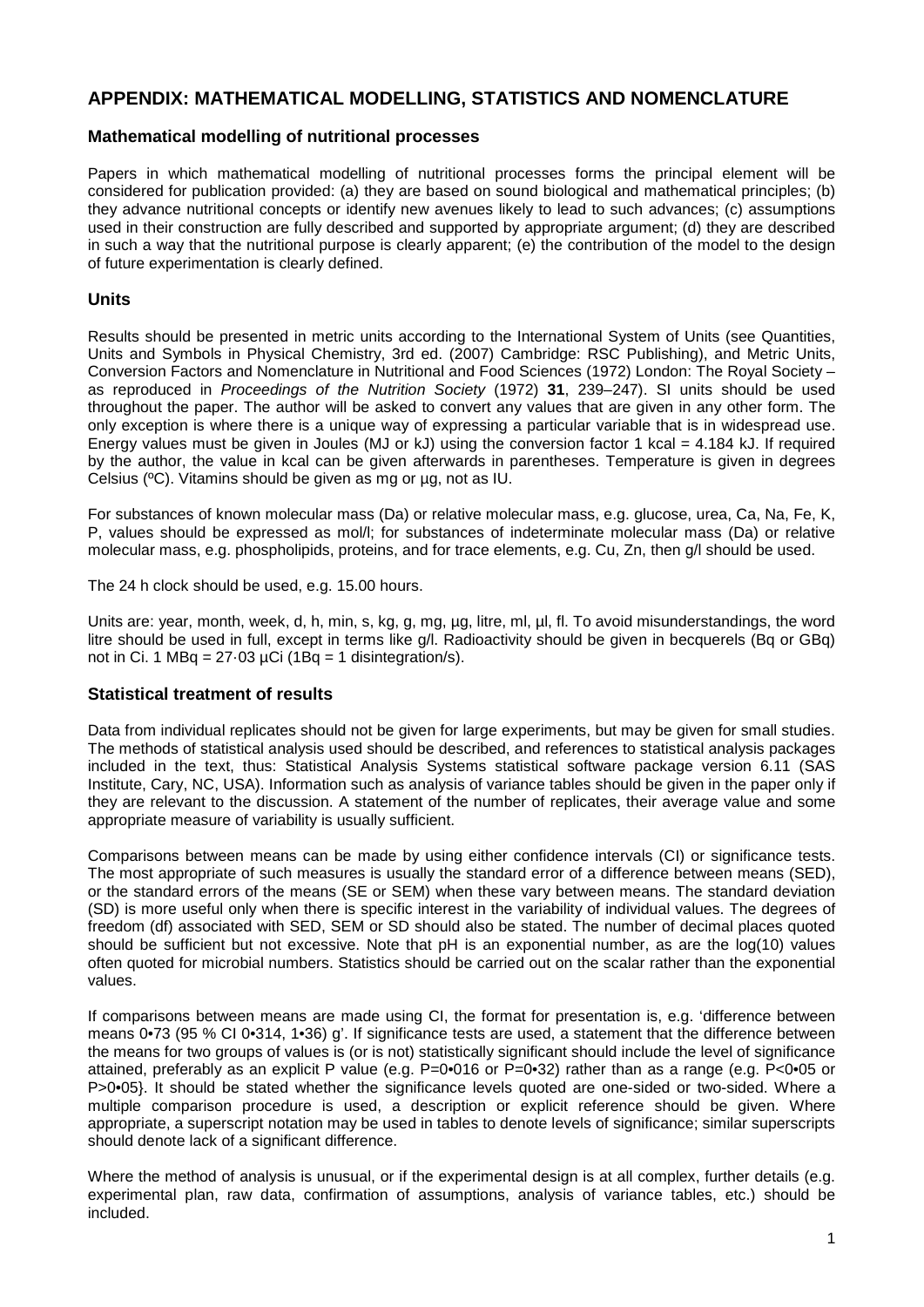## APPENDIX: MATHEMATICAL MODELLING, STATISTICS AND NOMENCLATURE

### Mathematical modelling of nutritional processes

Papers in which mathematical modelling of nutritional processes forms the principal element will be considered for publication provided: (a) they are based on sound biological and mathematical principles; (b) they advance nutritional concepts or identify new avenues likely to lead to such advances; (c) assumptions used in their construction are fully described and supported by appropriate argument; (d) they are described in such a way that the nutritional purpose is clearly apparent; (e) the contribution of the model to the design of future experimentation is clearly defined.

### Units

Results should be presented in metric units according to the International System of Units (see Quantities, Units and Symbols in Physical Chemistry, 3rd ed. (2007) Cambridge: RSC Publishing), and Metric Units, Conversion Factors and Nomenclature in Nutritional and Food Sciences (1972) London: The Royal Society – as reproduced in *Proceedings of the Nutrition Society* (1972) **31**, 239–247). SI units should be used throughout the paper. The author will be asked to convert any values that are given in any other form. The only exception is where there is a unique way of expressing a particular variable that is in widespread use. Energy values must be given in Joules (MJ or kJ) using the conversion factor 1 kcal = 4.184 kJ. If required by the author, the value in kcal can be given afterwards in parentheses. Temperature is given in degrees Celsius (ºC). Vitamins should be given as mg or µg, not as IU.

For substances of known molecular mass (Da) or relative molecular mass, e.g. glucose, urea, Ca, Na, Fe, K, P, values should be expressed as mol/l; for substances of indeterminate molecular mass (Da) or relative molecular mass, e.g. phospholipids, proteins, and for trace elements, e.g. Cu, Zn, then g/l should be used.

The 24 h clock should be used, e.g. 15.00 hours.

Units are: year, month, week, d, h, min, s, kg, g, mg, µg, litre, ml, µl, fl. To avoid misunderstandings, the word litre should be used in full, except in terms like g/l. Radioactivity should be given in becquerels (Bq or GBq) not in Ci. 1 MBq = 27·03 µCi (1Bq = 1 disintegration/s).

### Statistical treatment of results

Data from individual replicates should not be given for large experiments, but may be given for small studies. The methods of statistical analysis used should be described, and references to statistical analysis packages included in the text, thus: Statistical Analysis Systems statistical software package version 6.11 (SAS Institute, Cary, NC, USA). Information such as analysis of variance tables should be given in the paper only if they are relevant to the discussion. A statement of the number of replicates, their average value and some appropriate measure of variability is usually sufficient.

Comparisons between means can be made by using either confidence intervals (CI) or significance tests. The most appropriate of such measures is usually the standard error of a difference between means (SED), or the standard errors of the means (SE or SEM) when these vary between means. The standard deviation (SD) is more useful only when there is specific interest in the variability of individual values. The degrees of freedom (df) associated with SED, SEM or SD should also be stated. The number of decimal places quoted should be sufficient but not excessive. Note that pH is an exponential number, as are the log(10) values often quoted for microbial numbers. Statistics should be carried out on the scalar rather than the exponential values.

If comparisons between means are made using CI, the format for presentation is, e.g. 'difference between means 0•73 (95 % CI 0•314, 1•36) g'. If significance tests are used, a statement that the difference between the means for two groups of values is (or is not) statistically significant should include the level of significance attained, preferably as an explicit P value (e.g. P=0•016 or P=0•32) rather than as a range (e.g. P<0•05 or P>0•05}. It should be stated whether the significance levels quoted are one-sided or two-sided. Where a multiple comparison procedure is used, a description or explicit reference should be given. Where appropriate, a superscript notation may be used in tables to denote levels of significance; similar superscripts should denote lack of a significant difference.

Where the method of analysis is unusual, or if the experimental design is at all complex, further details (e.g. experimental plan, raw data, confirmation of assumptions, analysis of variance tables, etc.) should be included.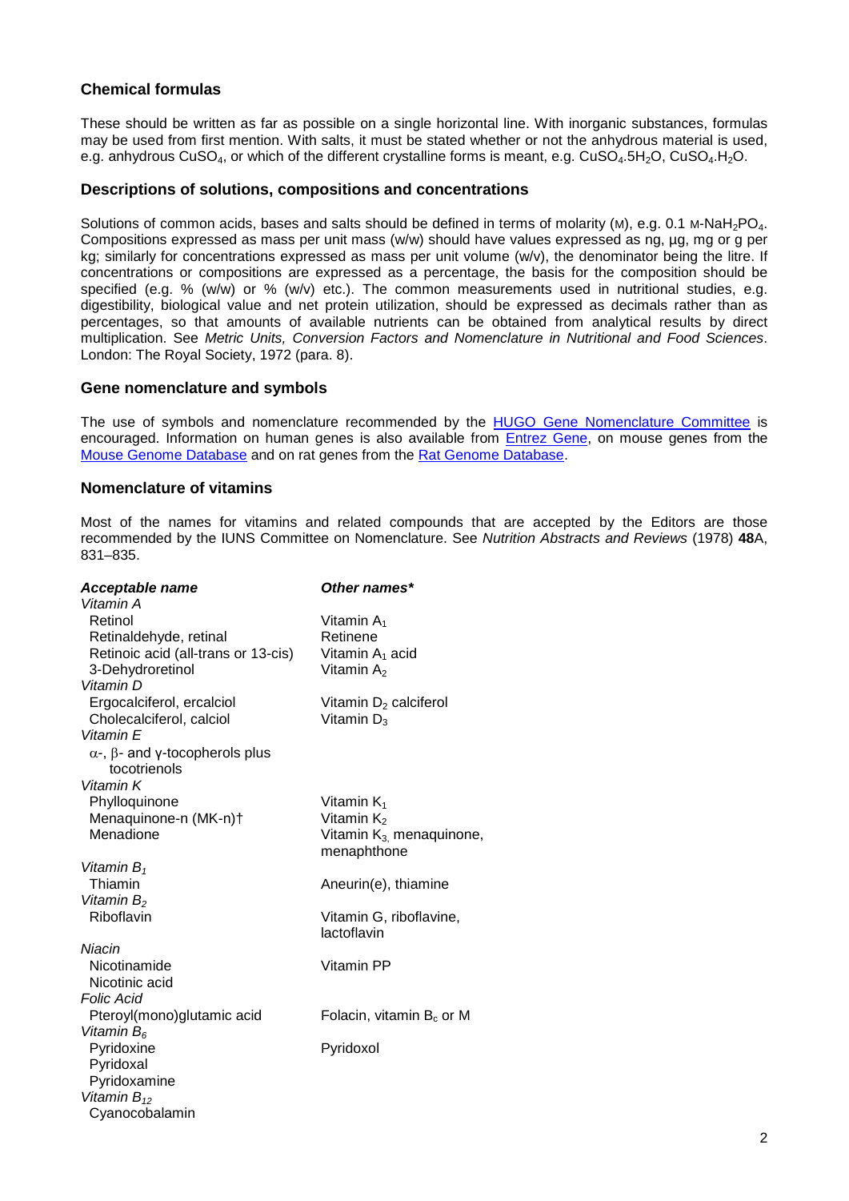### Chemical formulas

These should be written as far as possible on a single horizontal line. With inorganic substances, formulas may be used from first mention. With salts, it must be stated whether or not the anhydrous material is used, e.g. anhydrous $CuSO_4$, or which of the different crystalline forms is meant, e.g. $CuSO_4.5H_2O$, $CuSO_4.H_2O$.

### Descriptions of solutions, compositions and concentrations

Solutions of common acids, bases and salts should be defined in terms of molarity (M), e.g. 0.1 M-$NaH_2PO_4$. Compositions expressed as mass per unit mass (w/w) should have values expressed as ng, µg, mg or g per kg; similarly for concentrations expressed as mass per unit volume (w/v), the denominator being the litre. If concentrations or compositions are expressed as a percentage, the basis for the composition should be specified (e.g. % (w/w) or % (w/v) etc.). The common measurements used in nutritional studies, e.g. digestibility, biological value and net protein utilization, should be expressed as decimals rather than as percentages, so that amounts of available nutrients can be obtained from analytical results by direct multiplication. See *Metric Units, Conversion Factors and Nomenclature in Nutritional and Food Sciences*. London: The Royal Society, 1972 (para. 8).

### Gene nomenclature and symbols

The use of symbols and nomenclature recommended by the HUGO Gene Nomenclature Committee is encouraged. Information on human genes is also available from Entrez Gene, on mouse genes from the Mouse Genome Database and on rat genes from the Rat Genome Database.

### Nomenclature of vitamins

Most of the names for vitamins and related compounds that are accepted by the Editors are those recommended by the IUNS Committee on Nomenclature. See *Nutrition Abstracts and Reviews* (1978) **48**A, 831–835.

| ***Acceptable name*** | ***Other names**** |
|---|---|
| *Vitamin A* | |
| Retinol | Vitamin $A_1$ |
| Retinaldehyde, retinal | Retinene |
| Retinoic acid (all-trans or 13-cis) | Vitamin $A_1$ acid |
| 3-Dehydroretinol | Vitamin $A_2$ |
| *Vitamin D* | |
| Ergocalciferol, ercalciol | Vitamin $D_2$ calciferol |
| Cholecalciferol, calciol | Vitamin $D_3$ |
| *Vitamin E* | |
| $\alpha$-, $\beta$- and $\gamma$-tocopherols plus tocotrienols | |
| *Vitamin K* | |
| Phylloquinone | Vitamin $K_1$ |
| Menaquinone-n (MK-n)† | Vitamin $K_2$ |
| Menadione | Vitamin $K_3$, menaquinone, menaphthone |
| *Vitamin $B_1$* | |
| Thiamin | Aneurin(e), thiamine |
| *Vitamin $B_2$* | |
| Riboflavin | Vitamin G, riboflavine, lactoflavin |
| *Niacin* | |
| Nicotinamide | Vitamin PP |
| Nicotinic acid | |
| *Folic Acid* | |
| Pteroyl(mono)glutamic acid | Folacin, vitamin $B_c$ or M |
| *Vitamin $B_6$* | |
| Pyridoxine | Pyridoxol |
| Pyridoxal | |
| Pyridoxamine | |
| *Vitamin $B_{12}$* | |
| Cyanocobalamin | |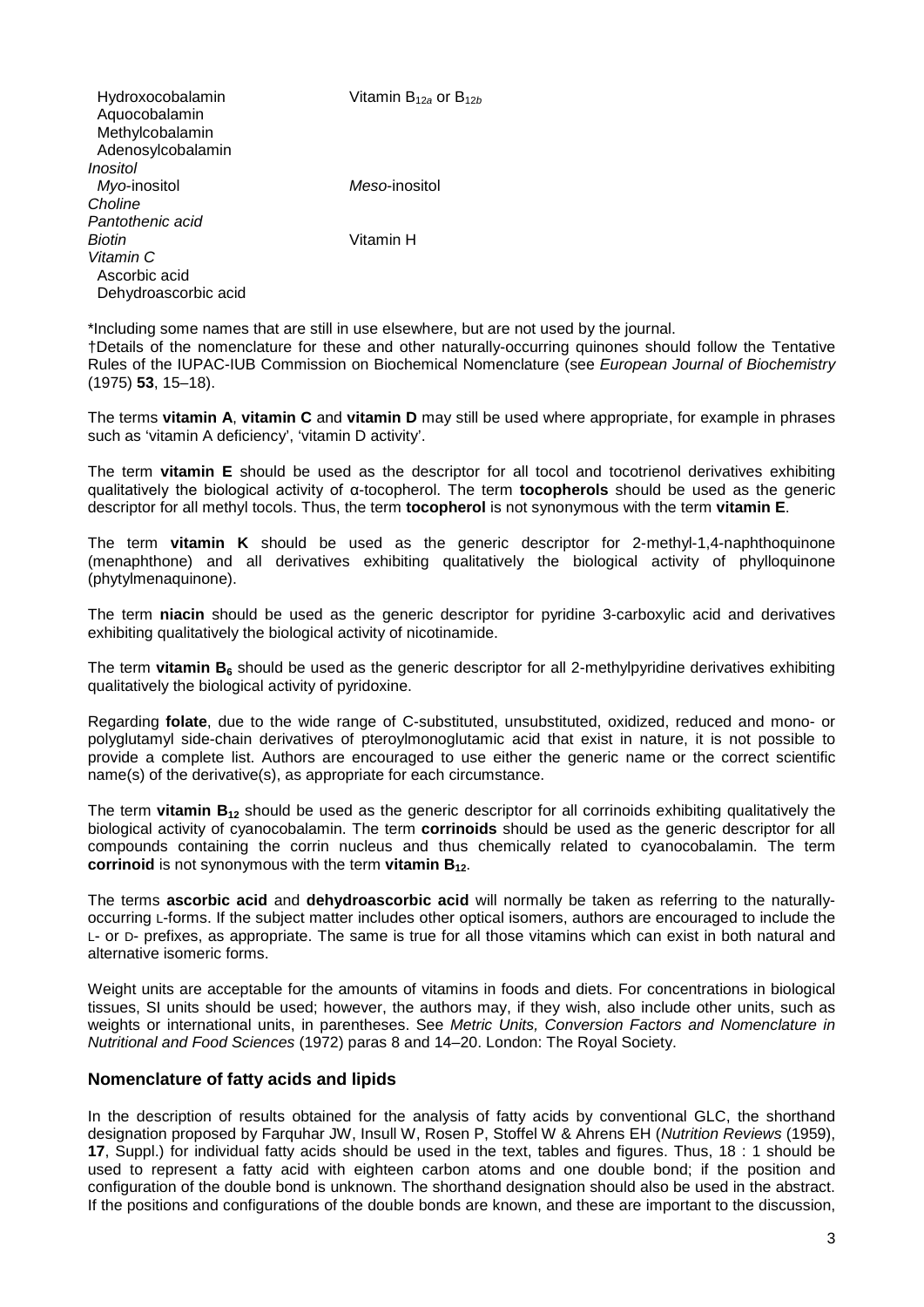| | |
|---|---|
| Hydroxocobalamin | Vitamin $B_{12a}$ or $B_{12b}$ |
| Aquocobalamin | |
| Methylcobalamin | |
| Adenosylcobalamin | |
| *Inositol* | |
| *Myo*-inositol | *Meso*-inositol |
| *Choline* | |
| *Pantothenic acid* | |
| *Biotin* | Vitamin H |
| *Vitamin C* | |
| Ascorbic acid | |
| Dehydroascorbic acid | |

*Including some names that are still in use elsewhere, but are not used by the journal.
†Details of the nomenclature for these and other naturally-occurring quinones should follow the Tentative Rules of the IUPAC-IUB Commission on Biochemical Nomenclature (see *European Journal of Biochemistry* (1975) **53**, 15–18).

The terms **vitamin A**, **vitamin C** and **vitamin D** may still be used where appropriate, for example in phrases such as 'vitamin A deficiency', 'vitamin D activity'.

The term **vitamin E** should be used as the descriptor for all tocol and tocotrienol derivatives exhibiting qualitatively the biological activity of α-tocopherol. The term **tocopherols** should be used as the generic descriptor for all methyl tocols. Thus, the term **tocopherol** is not synonymous with the term **vitamin E**.

The term **vitamin K** should be used as the generic descriptor for 2-methyl-1,4-naphthoquinone (menaphthone) and all derivatives exhibiting qualitatively the biological activity of phylloquinone (phytylmenaquinone).

The term **niacin** should be used as the generic descriptor for pyridine 3-carboxylic acid and derivatives exhibiting qualitatively the biological activity of nicotinamide.

The term **vitamin $B_6$** should be used as the generic descriptor for all 2-methylpyridine derivatives exhibiting qualitatively the biological activity of pyridoxine.

Regarding **folate**, due to the wide range of C-substituted, unsubstituted, oxidized, reduced and mono- or polyglutamyl side-chain derivatives of pteroylmonoglutamic acid that exist in nature, it is not possible to provide a complete list. Authors are encouraged to use either the generic name or the correct scientific name(s) of the derivative(s), as appropriate for each circumstance.

The term **vitamin $B_{12}$** should be used as the generic descriptor for all corrinoids exhibiting qualitatively the biological activity of cyanocobalamin. The term **corrinoids** should be used as the generic descriptor for all compounds containing the corrin nucleus and thus chemically related to cyanocobalamin. The term **corrinoid** is not synonymous with the term **vitamin $B_{12}$**.

The terms **ascorbic acid** and **dehydroascorbic acid** will normally be taken as referring to the naturally-occurring L-forms. If the subject matter includes other optical isomers, authors are encouraged to include the L- or D- prefixes, as appropriate. The same is true for all those vitamins which can exist in both natural and alternative isomeric forms.

Weight units are acceptable for the amounts of vitamins in foods and diets. For concentrations in biological tissues, SI units should be used; however, the authors may, if they wish, also include other units, such as weights or international units, in parentheses. See *Metric Units, Conversion Factors and Nomenclature in Nutritional and Food Sciences* (1972) paras 8 and 14–20. London: The Royal Society.

## Nomenclature of fatty acids and lipids

In the description of results obtained for the analysis of fatty acids by conventional GLC, the shorthand designation proposed by Farquhar JW, Insull W, Rosen P, Stoffel W & Ahrens EH (*Nutrition Reviews* (1959), **17**, Suppl.) for individual fatty acids should be used in the text, tables and figures. Thus, 18 : 1 should be used to represent a fatty acid with eighteen carbon atoms and one double bond; if the position and configuration of the double bond is unknown. The shorthand designation should also be used in the abstract. If the positions and configurations of the double bonds are known, and these are important to the discussion,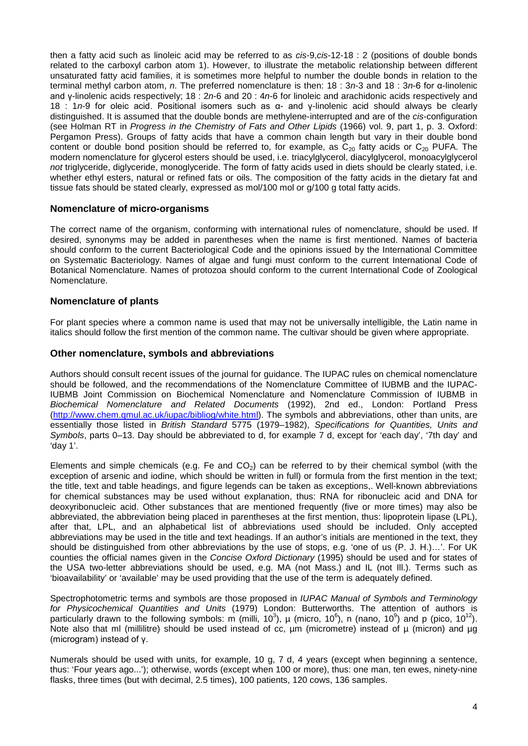then a fatty acid such as linoleic acid may be referred to as *cis*-9,*cis*-12-18 : 2 (positions of double bonds related to the carboxyl carbon atom 1). However, to illustrate the metabolic relationship between different unsaturated fatty acid families, it is sometimes more helpful to number the double bonds in relation to the terminal methyl carbon atom, *n*. The preferred nomenclature is then: 18 : 3*n*-3 and 18 : 3*n*-6 for α-linolenic and γ-linolenic acids respectively; 18 : 2*n*-6 and 20 : 4*n*-6 for linoleic and arachidonic acids respectively and 18 : 1*n*-9 for oleic acid. Positional isomers such as α- and γ-linolenic acid should always be clearly distinguished. It is assumed that the double bonds are methylene-interrupted and are of the *cis*-configuration (see Holman RT in *Progress in the Chemistry of Fats and Other Lipids* (1966) vol. 9, part 1, p. 3. Oxford: Pergamon Press). Groups of fatty acids that have a common chain length but vary in their double bond content or double bond position should be referred to, for example, as $C_{20}$ fatty acids or $C_{20}$ PUFA. The modern nomenclature for glycerol esters should be used, i.e. triacylglycerol, diacylglycerol, monoacylglycerol *not* triglyceride, diglyceride, monoglyceride. The form of fatty acids used in diets should be clearly stated, i.e. whether ethyl esters, natural or refined fats or oils. The composition of the fatty acids in the dietary fat and tissue fats should be stated clearly, expressed as mol/100 mol or g/100 g total fatty acids.

## Nomenclature of micro-organisms

The correct name of the organism, conforming with international rules of nomenclature, should be used. If desired, synonyms may be added in parentheses when the name is first mentioned. Names of bacteria should conform to the current Bacteriological Code and the opinions issued by the International Committee on Systematic Bacteriology. Names of algae and fungi must conform to the current International Code of Botanical Nomenclature. Names of protozoa should conform to the current International Code of Zoological Nomenclature.

## Nomenclature of plants

For plant species where a common name is used that may not be universally intelligible, the Latin name in italics should follow the first mention of the common name. The cultivar should be given where appropriate.

## Other nomenclature, symbols and abbreviations

Authors should consult recent issues of the journal for guidance. The IUPAC rules on chemical nomenclature should be followed, and the recommendations of the Nomenclature Committee of IUBMB and the IUPAC-IUBMB Joint Commission on Biochemical Nomenclature and Nomenclature Commission of IUBMB in *Biochemical Nomenclature and Related Documents* (1992), 2nd ed., London: Portland Press (http://www.chem.qmul.ac.uk/iupac/bibliog/white.html). The symbols and abbreviations, other than units, are essentially those listed in *British Standard* 5775 (1979–1982), *Specifications for Quantities, Units and Symbols*, parts 0–13. Day should be abbreviated to d, for example 7 d, except for 'each day', '7th day' and 'day 1'.

Elements and simple chemicals (e.g. Fe and $CO_2$) can be referred to by their chemical symbol (with the exception of arsenic and iodine, which should be written in full) or formula from the first mention in the text; the title, text and table headings, and figure legends can be taken as exceptions,. Well-known abbreviations for chemical substances may be used without explanation, thus: RNA for ribonucleic acid and DNA for deoxyribonucleic acid. Other substances that are mentioned frequently (five or more times) may also be abbreviated, the abbreviation being placed in parentheses at the first mention, thus: lipoprotein lipase (LPL), after that, LPL, and an alphabetical list of abbreviations used should be included. Only accepted abbreviations may be used in the title and text headings. If an author's initials are mentioned in the text, they should be distinguished from other abbreviations by the use of stops, e.g. 'one of us (P. J. H.)…'. For UK counties the official names given in the *Concise Oxford Dictionary* (1995) should be used and for states of the USA two-letter abbreviations should be used, e.g. MA (not Mass.) and IL (not Ill.). Terms such as 'bioavailability' or 'available' may be used providing that the use of the term is adequately defined.

Spectrophotometric terms and symbols are those proposed in *IUPAC Manual of Symbols and Terminology for Physicochemical Quantities and Units* (1979) London: Butterworths. The attention of authors is particularly drawn to the following symbols: m (milli, $10^3$), μ (micro, $10^6$), n (nano, $10^9$) and p (pico, $10^{12}$). Note also that ml (millilitre) should be used instead of cc, μm (micrometre) instead of μ (micron) and μg (microgram) instead of γ.

Numerals should be used with units, for example, 10 g, 7 d, 4 years (except when beginning a sentence, thus: 'Four years ago...'); otherwise, words (except when 100 or more), thus: one man, ten ewes, ninety-nine flasks, three times (but with decimal, 2.5 times), 100 patients, 120 cows, 136 samples.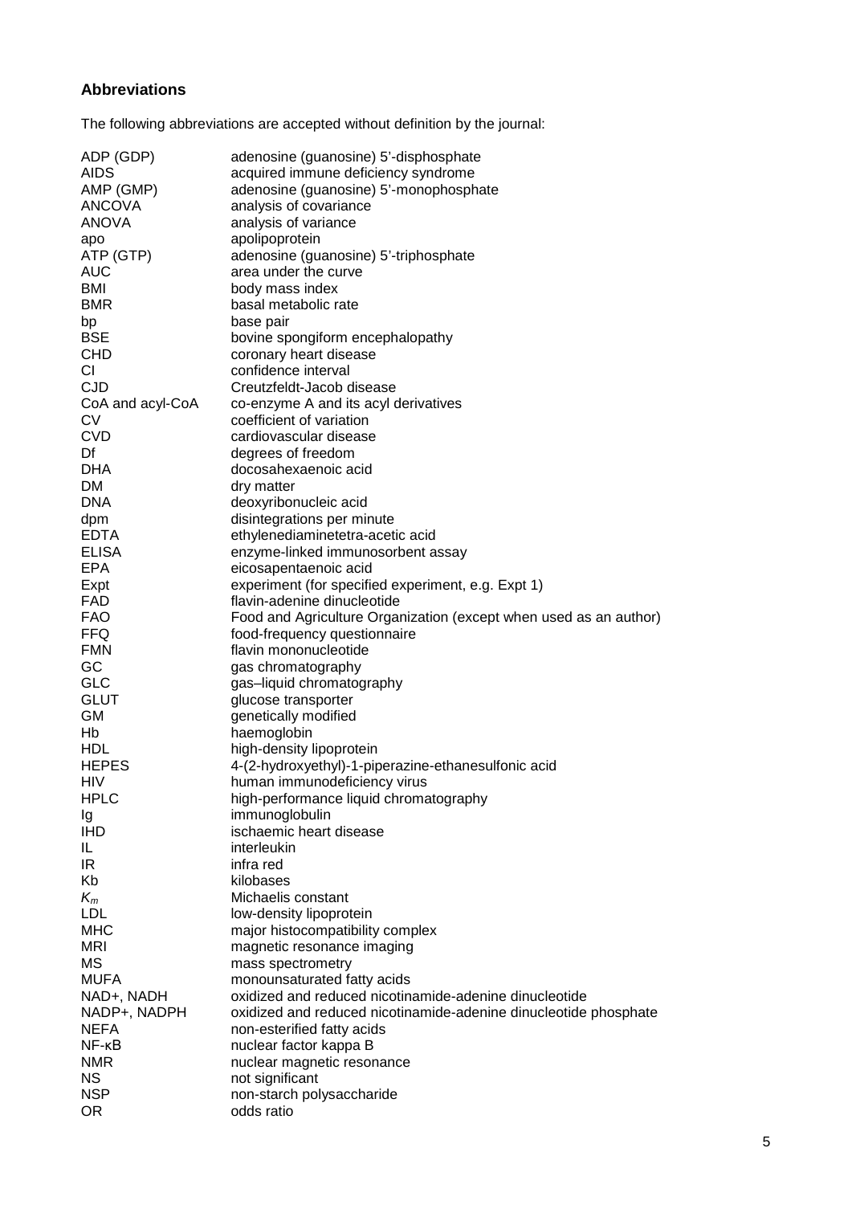### Abbreviations

The following abbreviations are accepted without definition by the journal:

| | |
|---|---|
| ADP (GDP) | adenosine (guanosine) 5'-disphosphate |
| AIDS | acquired immune deficiency syndrome |
| AMP (GMP) | adenosine (guanosine) 5'-monophosphate |
| ANCOVA | analysis of covariance |
| ANOVA | analysis of variance |
| apo | apolipoprotein |
| ATP (GTP) | adenosine (guanosine) 5'-triphosphate |
| AUC | area under the curve |
| BMI | body mass index |
| BMR | basal metabolic rate |
| bp | base pair |
| BSE | bovine spongiform encephalopathy |
| CHD | coronary heart disease |
| CI | confidence interval |
| CJD | Creutzfeldt-Jacob disease |
| CoA and acyl-CoA | co-enzyme A and its acyl derivatives |
| CV | coefficient of variation |
| CVD | cardiovascular disease |
| Df | degrees of freedom |
| DHA | docosahexaenoic acid |
| DM | dry matter |
| DNA | deoxyribonucleic acid |
| dpm | disintegrations per minute |
| EDTA | ethylenediaminetetra-acetic acid |
| ELISA | enzyme-linked immunosorbent assay |
| EPA | eicosapentaenoic acid |
| Expt | experiment (for specified experiment, e.g. Expt 1) |
| FAD | flavin-adenine dinucleotide |
| FAO | Food and Agriculture Organization (except when used as an author) |
| FFQ | food-frequency questionnaire |
| FMN | flavin mononucleotide |
| GC | gas chromatography |
| GLC | gas–liquid chromatography |
| GLUT | glucose transporter |
| GM | genetically modified |
| Hb | haemoglobin |
| HDL | high-density lipoprotein |
| HEPES | 4-(2-hydroxyethyl)-1-piperazine-ethanesulfonic acid |
| HIV | human immunodeficiency virus |
| HPLC | high-performance liquid chromatography |
| Ig | immunoglobulin |
| IHD | ischaemic heart disease |
| IL | interleukin |
| IR | infra red |
| Kb | kilobases |
| $K_m$ | Michaelis constant |
| LDL | low-density lipoprotein |
| MHC | major histocompatibility complex |
| MRI | magnetic resonance imaging |
| MS | mass spectrometry |
| MUFA | monounsaturated fatty acids |
| NAD+, NADH | oxidized and reduced nicotinamide-adenine dinucleotide |
| NADP+, NADPH | oxidized and reduced nicotinamide-adenine dinucleotide phosphate |
| NEFA | non-esterified fatty acids |
| NF-κB | nuclear factor kappa B |
| NMR | nuclear magnetic resonance |
| NS | not significant |
| NSP | non-starch polysaccharide |
| OR | odds ratio |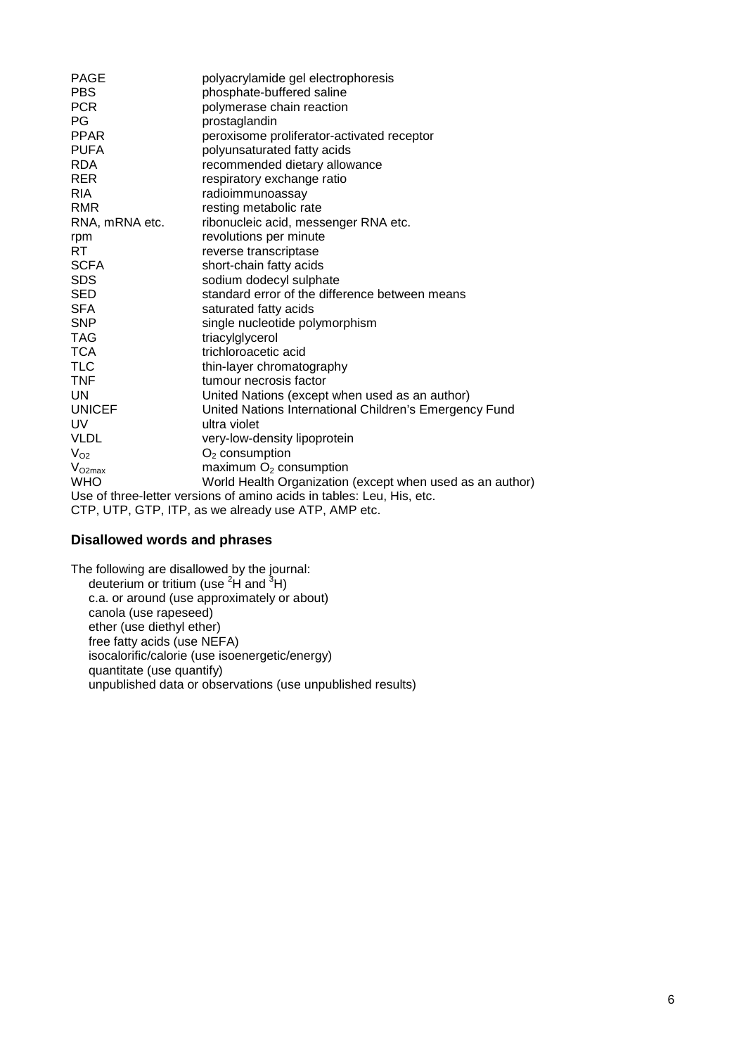| | |
|---|---|
| PAGE | polyacrylamide gel electrophoresis |
| PBS | phosphate-buffered saline |
| PCR | polymerase chain reaction |
| PG | prostaglandin |
| PPAR | peroxisome proliferator-activated receptor |
| PUFA | polyunsaturated fatty acids |
| RDA | recommended dietary allowance |
| RER | respiratory exchange ratio |
| RIA | radioimmunoassay |
| RMR | resting metabolic rate |
| RNA, mRNA etc. | ribonucleic acid, messenger RNA etc. |
| rpm | revolutions per minute |
| RT | reverse transcriptase |
| SCFA | short-chain fatty acids |
| SDS | sodium dodecyl sulphate |
| SED | standard error of the difference between means |
| SFA | saturated fatty acids |
| SNP | single nucleotide polymorphism |
| TAG | triacylglycerol |
| TCA | trichloroacetic acid |
| TLC | thin-layer chromatography |
| TNF | tumour necrosis factor |
| UN | United Nations (except when used as an author) |
| UNICEF | United Nations International Children's Emergency Fund |
| UV | ultra violet |
| VLDL | very-low-density lipoprotein |
| $V_{O2}$ | $O_2$ consumption |
| $V_{O2max}$ | maximum $O_2$ consumption |
| WHO | World Health Organization (except when used as an author) |

Use of three-letter versions of amino acids in tables: Leu, His, etc.
CTP, UTP, GTP, ITP, as we already use ATP, AMP etc.

### Disallowed words and phrases

The following are disallowed by the journal:

- deuterium or tritium (use $^{2}H$ and $^{3}H$)
- c.a. or around (use approximately or about)
- canola (use rapeseed)
- ether (use diethyl ether)
- free fatty acids (use NEFA)
- isocalorific/calorie (use isoenergetic/energy)
- quantitate (use quantify)
- unpublished data or observations (use unpublished results)